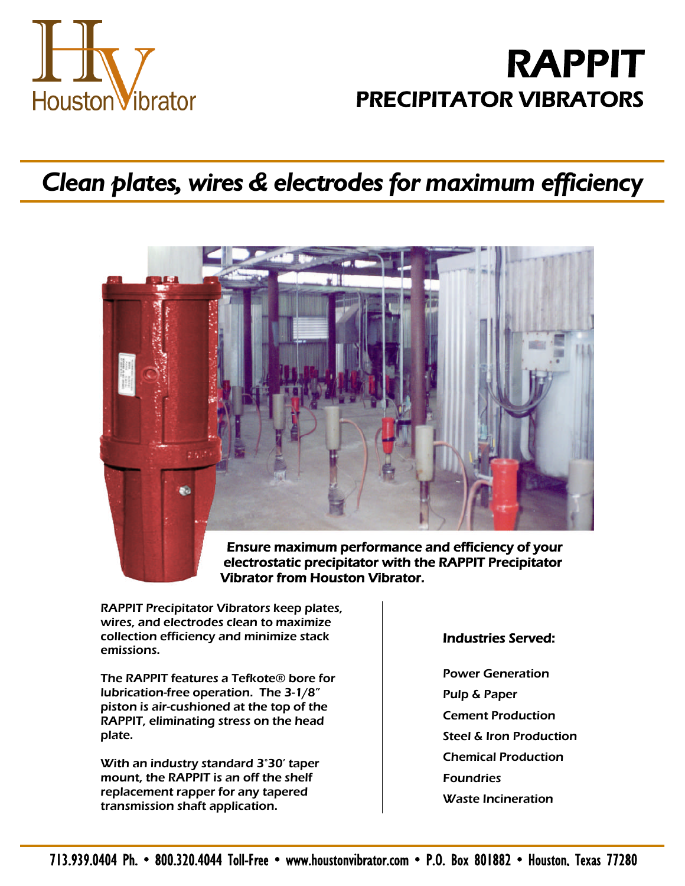Houston Vibrator

# RAPPIT

## PRECIPITATOR VIBRATORS

## *Clean plates, wires & electrodes for maximum efficiency*

**Ensure maximum performance and efficiency of your electrostatic precipitator with the RAPPIT Precipitator Vibrator from Houston Vibrator.**

RAPPIT Precipitator Vibrators keep plates, wires, and electrodes clean to maximize collection efficiency and minimize stack emissions.

The RAPPIT features a Tefkote® bore for lubrication-free operation. The 3-1/8″ piston is air-cushioned at the top of the RAPPIT, eliminating stress on the head plate.

With an industry standard 3°30′ taper mount, the RAPPIT is an off the shelf replacement rapper for any tapered transmission shaft application.

### Industries Served:

- Power Generation
- Pulp & Paper
- Cement Production
- Steel & Iron Production
- Chemical Production
- Foundries
- Waste Incineration

713.939.0404 Ph. • 800.320.4044 Toll-Free • www.houstonvibrator.com • P.O. Box 801882 • Houston, Texas 77280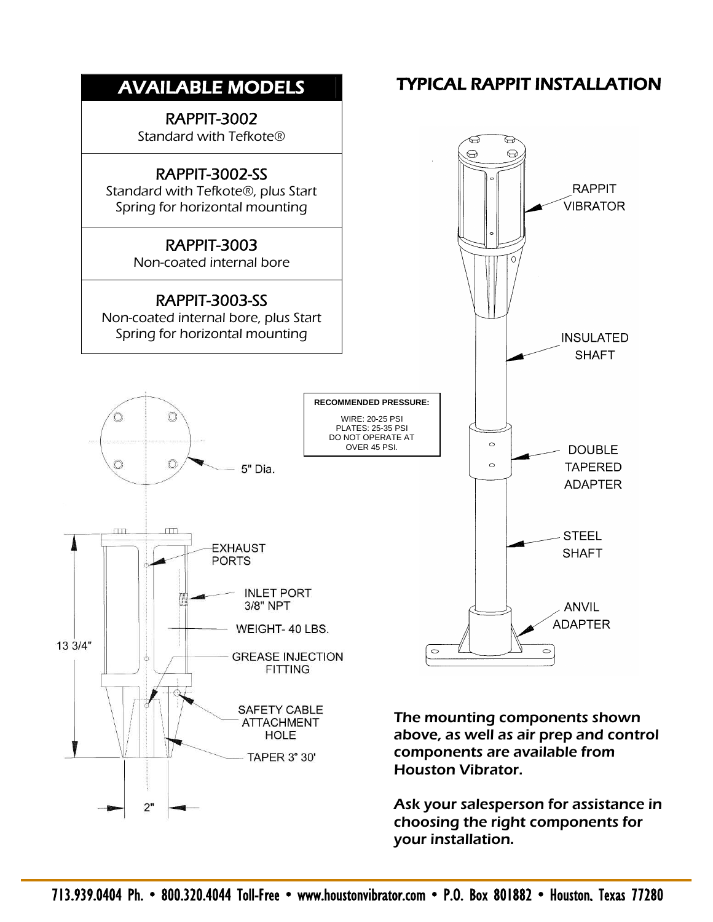## AVAILABLE MODELS

**RAPPIT-3002**
Standard with Tefkote®

**RAPPIT-3002-SS**
Standard with Tefkote®, plus Start Spring for horizontal mounting

**RAPPIT-3003**
Non-coated internal bore

**RAPPIT-3003-SS**
Non-coated internal bore, plus Start Spring for horizontal mounting

## TYPICAL RAPPIT INSTALLATION

RAPPIT VIBRATOR

INSULATED SHAFT

DOUBLE TAPERED ADAPTER

STEEL SHAFT

ANVIL ADAPTER

**RECOMMENDED PRESSURE:**

WIRE: 20-25 PSI
PLATES: 25-35 PSI
DO NOT OPERATE AT OVER 45 PSI.

5" Dia.

EXHAUST PORTS

INLET PORT 3/8" NPT

WEIGHT- 40 LBS.

13 3/4"

GREASE INJECTION FITTING

SAFETY CABLE ATTACHMENT HOLE

TAPER 3° 30'

2"

*The mounting components shown above, as well as air prep and control components are available from Houston Vibrator.*

*Ask your salesperson for assistance in choosing the right components for your installation.*

713.939.0404 Ph. • 800.320.4044 Toll-Free • www.houstonvibrator.com • P.O. Box 801882 • Houston, Texas 77280